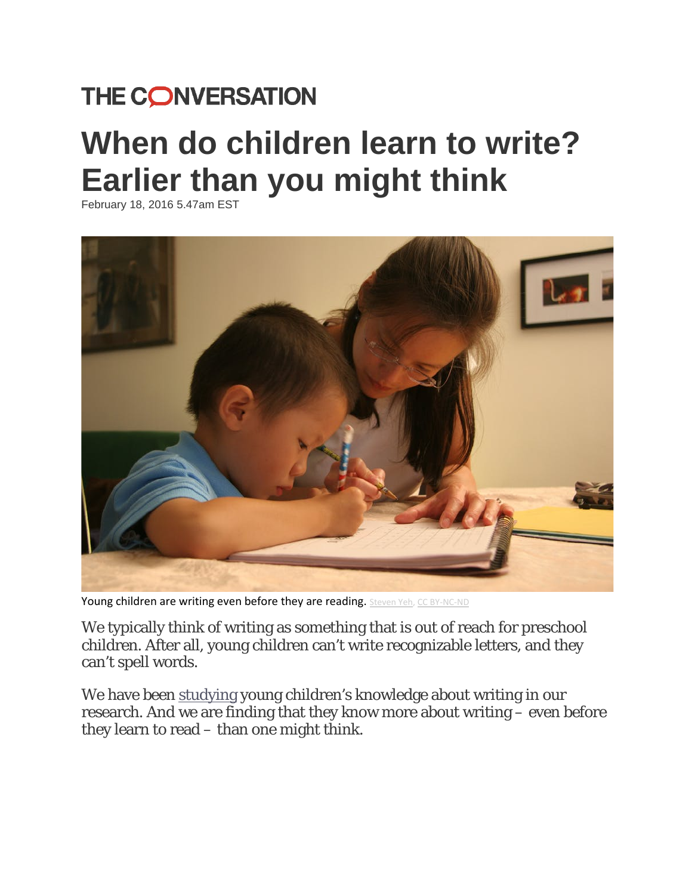THE CONVERSATION

# When do children learn to write? Earlier than you might think

February 18, 2016 5.47am EST

Young children are writing even before they are reading. Steven Yeh, CC BY-NC-ND

We typically think of writing as something that is out of reach for preschool children. After all, young children can't write recognizable letters, and they can't spell words.

We have been studying young children's knowledge about writing in our research. And we are finding that they know more about writing – even before they learn to read – than one might think.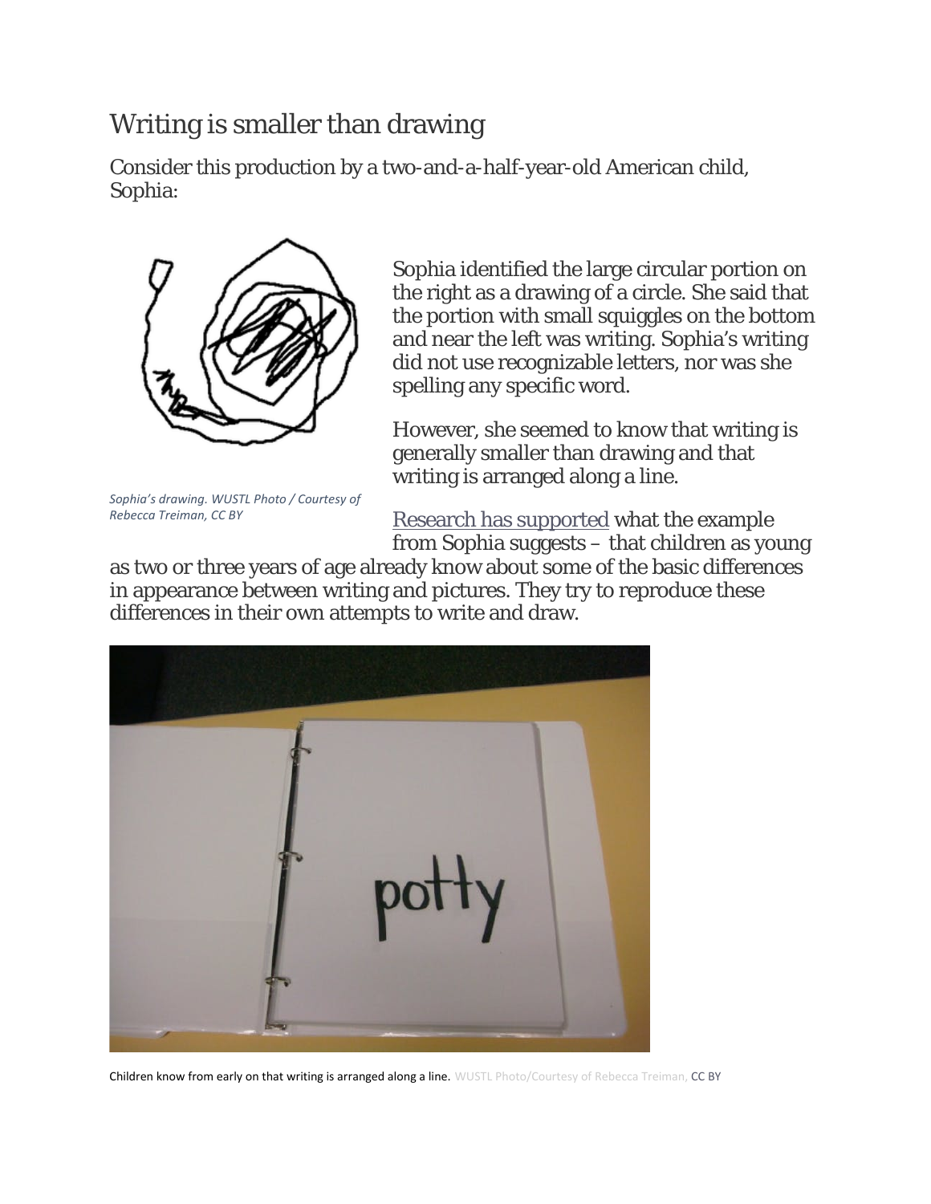## Writing is smaller than drawing

Consider this production by a two-and-a-half-year-old American child, Sophia:

*Sophia's drawing. WUSTL Photo / Courtesy of Rebecca Treiman, CC BY*

Sophia identified the large circular portion on the right as a drawing of a circle. She said that the portion with small squiggles on the bottom and near the left was writing. Sophia's writing did not use recognizable letters, nor was she spelling any specific word.

However, she seemed to know that writing is generally smaller than drawing and that writing is arranged along a line.

Research has supported what the example from Sophia suggests – that children as young as two or three years of age already know about some of the basic differences in appearance between writing and pictures. They try to reproduce these differences in their own attempts to write and draw.

Children know from early on that writing is arranged along a line. WUSTL Photo/Courtesy of Rebecca Treiman, CC BY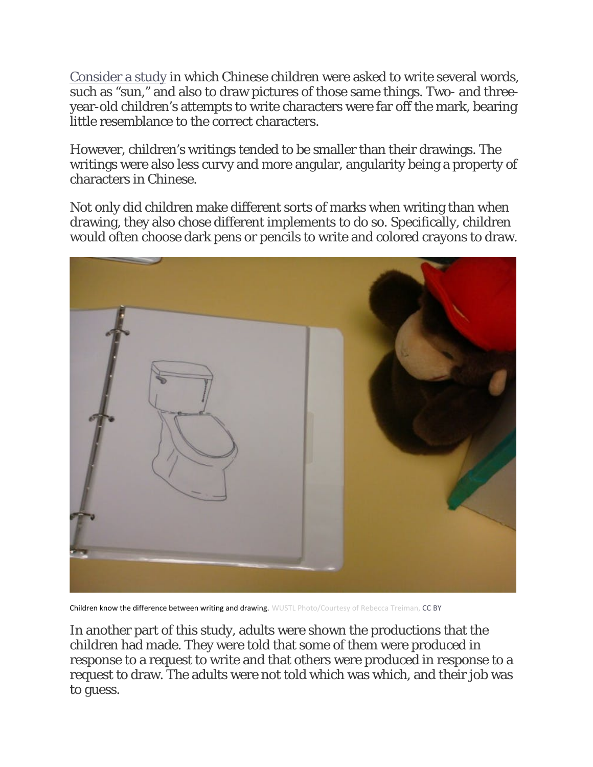[Consider a study](#) in which Chinese children were asked to write several words, such as “sun,” and also to draw pictures of those same things. Two- and three-year-old children’s attempts to write characters were far off the mark, bearing little resemblance to the correct characters.

However, children’s writings tended to be smaller than their drawings. The writings were also less curvy and more angular, angularity being a property of characters in Chinese.

Not only did children make different sorts of marks when writing than when drawing, they also chose different implements to do so. Specifically, children would often choose dark pens or pencils to write and colored crayons to draw.

Children know the difference between writing and drawing. WUSTL Photo/Courtesy of Rebecca Treiman, CC BY

In another part of this study, adults were shown the productions that the children had made. They were told that some of them were produced in response to a request to write and that others were produced in response to a request to draw. The adults were not told which was which, and their job was to guess.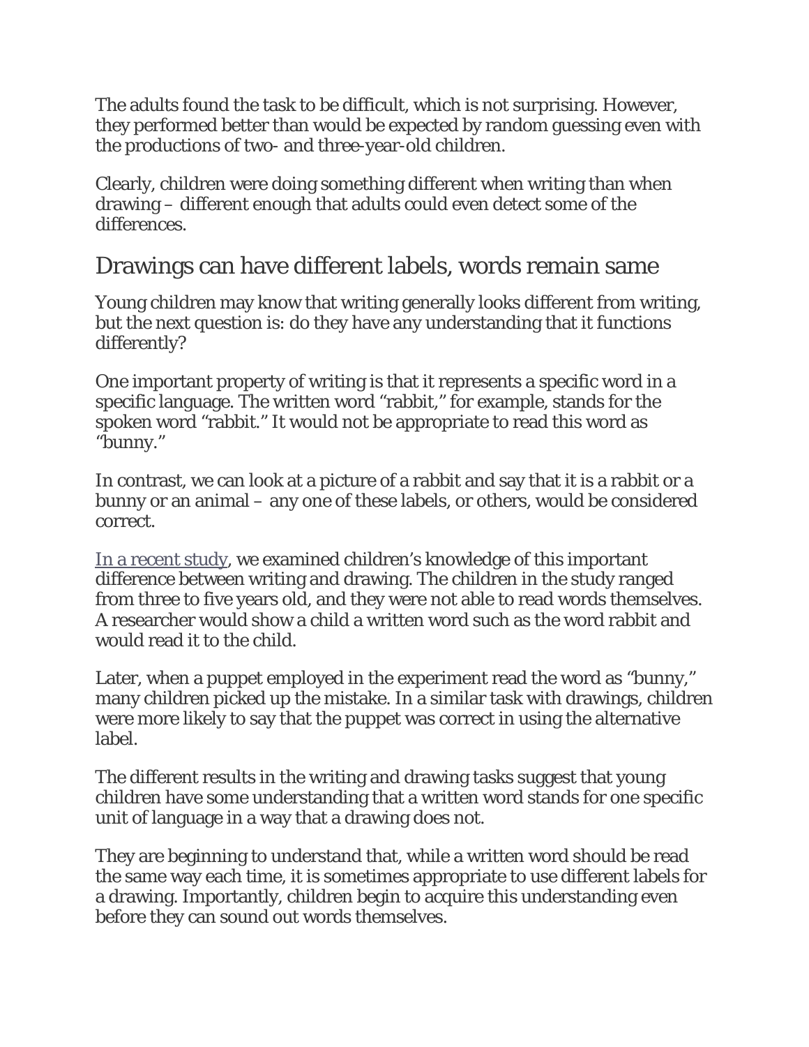The adults found the task to be difficult, which is not surprising. However, they performed better than would be expected by random guessing even with the productions of two- and three-year-old children.

Clearly, children were doing something different when writing than when drawing – different enough that adults could even detect some of the differences.

## Drawings can have different labels, words remain same

Young children may know that writing generally looks different from writing, but the next question is: do they have any understanding that it functions differently?

One important property of writing is that it represents a specific word in a specific language. The written word "rabbit," for example, stands for the spoken word "rabbit." It would not be appropriate to read this word as "bunny."

In contrast, we can look at a picture of a rabbit and say that it is a rabbit or a bunny or an animal – any one of these labels, or others, would be considered correct.

In a recent study, we examined children's knowledge of this important difference between writing and drawing. The children in the study ranged from three to five years old, and they were not able to read words themselves. A researcher would show a child a written word such as the word rabbit and would read it to the child.

Later, when a puppet employed in the experiment read the word as "bunny," many children picked up the mistake. In a similar task with drawings, children were more likely to say that the puppet was correct in using the alternative label.

The different results in the writing and drawing tasks suggest that young children have some understanding that a written word stands for one specific unit of language in a way that a drawing does not.

They are beginning to understand that, while a written word should be read the same way each time, it is sometimes appropriate to use different labels for a drawing. Importantly, children begin to acquire this understanding even before they can sound out words themselves.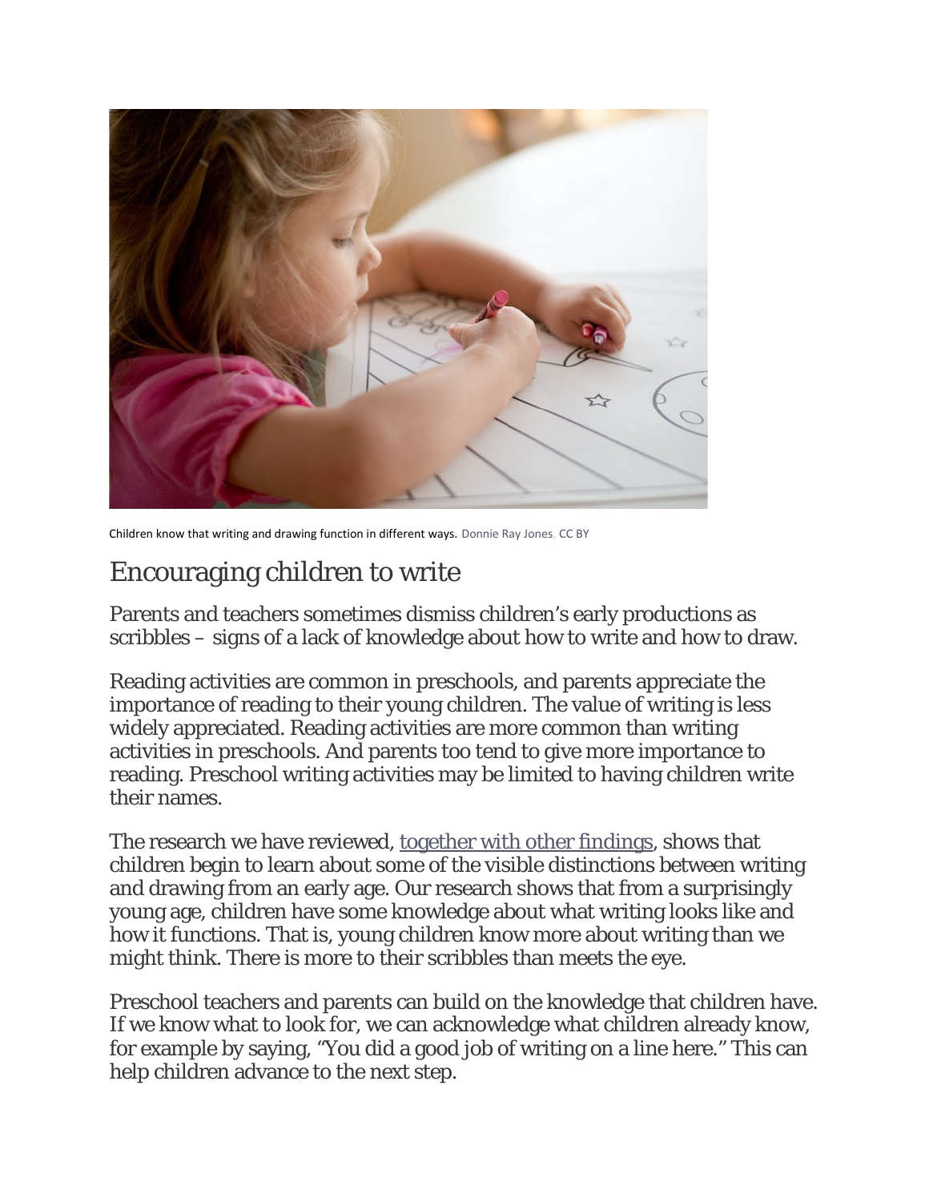Children know that writing and drawing function in different ways. Donnie Ray Jones, CC BY

## Encouraging children to write

Parents and teachers sometimes dismiss children's early productions as scribbles – signs of a lack of knowledge about how to write and how to draw.

Reading activities are common in preschools, and parents appreciate the importance of reading to their young children. The value of writing is less widely appreciated. Reading activities are more common than writing activities in preschools. And parents too tend to give more importance to reading. Preschool writing activities may be limited to having children write their names.

The research we have reviewed, together with other findings, shows that children begin to learn about some of the visible distinctions between writing and drawing from an early age. Our research shows that from a surprisingly young age, children have some knowledge about what writing looks like and how it functions. That is, young children know more about writing than we might think. There is more to their scribbles than meets the eye.

Preschool teachers and parents can build on the knowledge that children have. If we know what to look for, we can acknowledge what children already know, for example by saying, "You did a good job of writing on a line here." This can help children advance to the next step.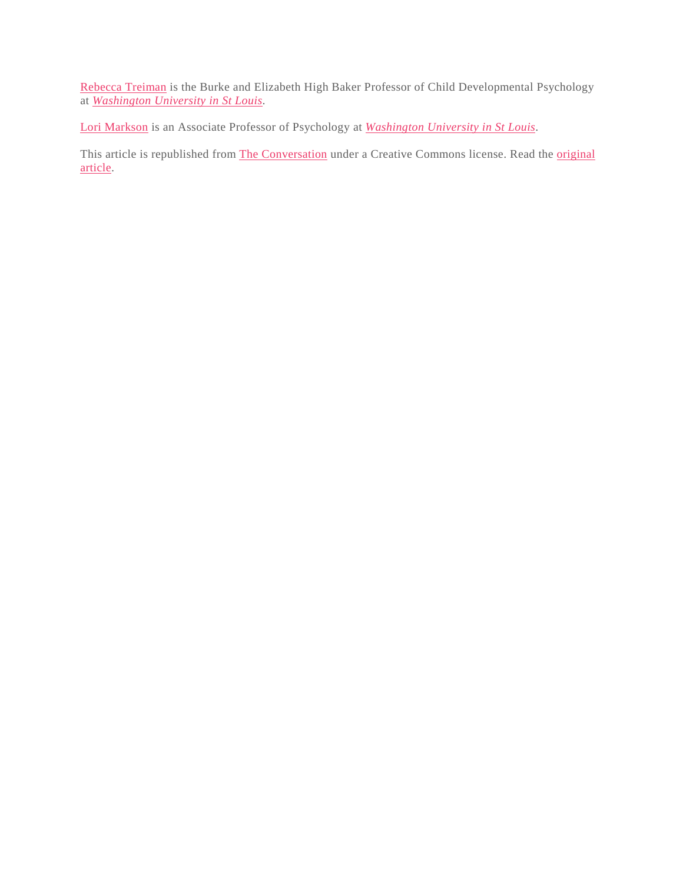Rebecca Treiman is the Burke and Elizabeth High Baker Professor of Child Developmental Psychology at *Washington University in St Louis*.

Lori Markson is an Associate Professor of Psychology at *Washington University in St Louis*.

This article is republished from The Conversation under a Creative Commons license. Read the original article.